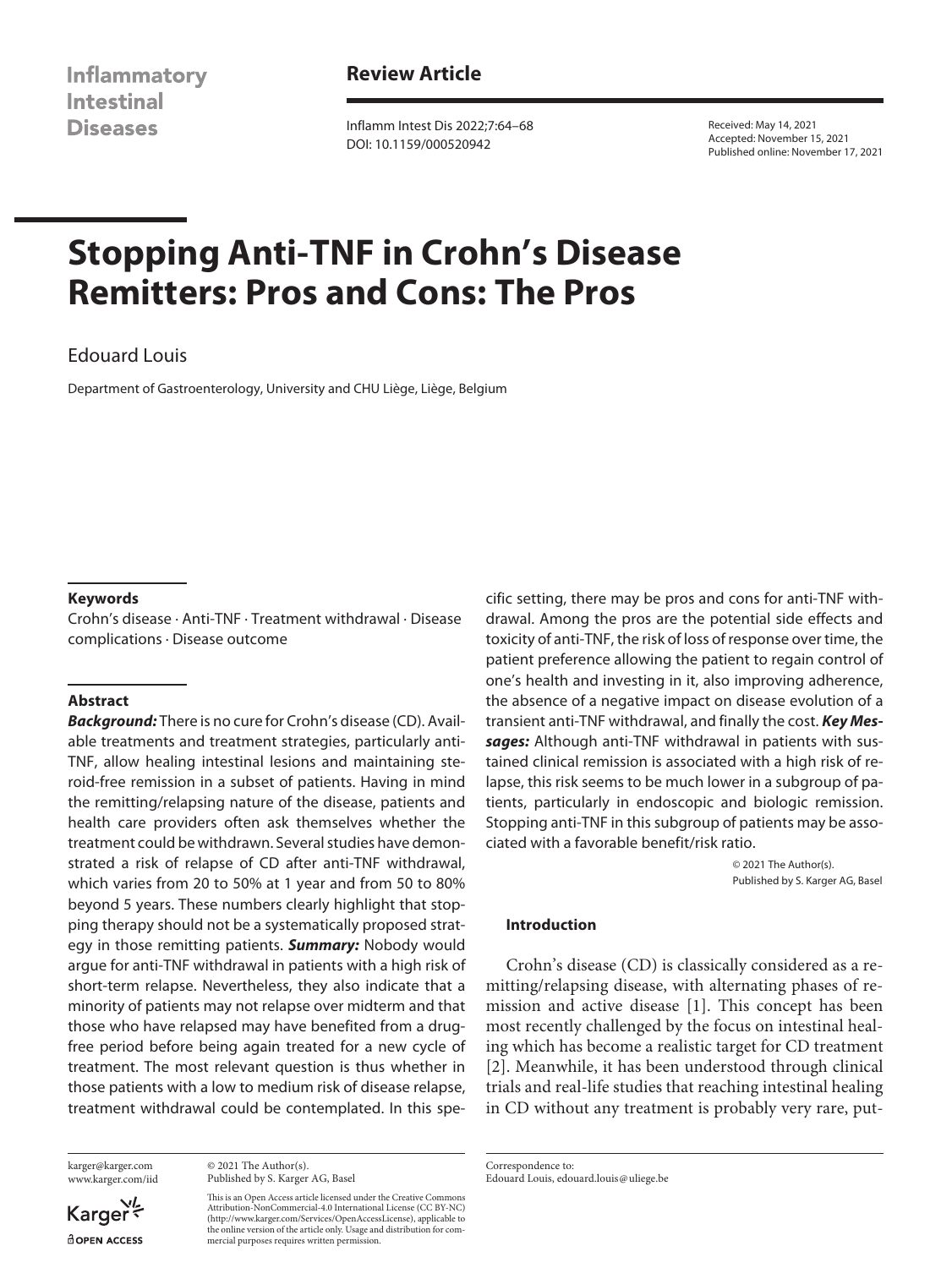# Stopping Anti-TNF in Crohn's Disease Remitters: Pros and Cons: The Pros

Edouard Louis

Department of Gastroenterology, University and CHU Liège, Liège, Belgium

Received: May 14, 2021
Accepted: November 15, 2021
Published online: November 17, 2021

### Keywords

Crohn's disease · Anti-TNF · Treatment withdrawal · Disease complications · Disease outcome

### Abstract

***Background:*** There is no cure for Crohn's disease (CD). Available treatments and treatment strategies, particularly anti-TNF, allow healing intestinal lesions and maintaining steroid-free remission in a subset of patients. Having in mind the remitting/relapsing nature of the disease, patients and health care providers often ask themselves whether the treatment could be withdrawn. Several studies have demonstrated a risk of relapse of CD after anti-TNF withdrawal, which varies from 20 to 50% at 1 year and from 50 to 80% beyond 5 years. These numbers clearly highlight that stopping therapy should not be a systematically proposed strategy in those remitting patients. ***Summary:*** Nobody would argue for anti-TNF withdrawal in patients with a high risk of short-term relapse. Nevertheless, they also indicate that a minority of patients may not relapse over midterm and that those who have relapsed may have benefited from a drug-free period before being again treated for a new cycle of treatment. The most relevant question is thus whether in those patients with a low to medium risk of disease relapse, treatment withdrawal could be contemplated. In this specific setting, there may be pros and cons for anti-TNF withdrawal. Among the pros are the potential side effects and toxicity of anti-TNF, the risk of loss of response over time, the patient preference allowing the patient to regain control of one's health and investing in it, also improving adherence, the absence of a negative impact on disease evolution of a transient anti-TNF withdrawal, and finally the cost. ***Key Messages:*** Although anti-TNF withdrawal in patients with sustained clinical remission is associated with a high risk of relapse, this risk seems to be much lower in a subgroup of patients, particularly in endoscopic and biologic remission. Stopping anti-TNF in this subgroup of patients may be associated with a favorable benefit/risk ratio.

© 2021 The Author(s).
Published by S. Karger AG, Basel

## Introduction

Crohn's disease (CD) is classically considered as a remitting/relapsing disease, with alternating phases of remission and active disease [1]. This concept has been most recently challenged by the focus on intestinal healing which has become a realistic target for CD treatment [2]. Meanwhile, it has been understood through clinical trials and real-life studies that reaching intestinal healing in CD without any treatment is probably very rare, put-

karger@karger.com
www.karger.com/iid

© 2021 The Author(s).
Published by S. Karger AG, Basel

This is an Open Access article licensed under the Creative Commons Attribution-NonCommercial-4.0 International License (CC BY-NC) (http://www.karger.com/Services/OpenAccessLicense), applicable to the online version of the article only. Usage and distribution for commercial purposes requires written permission.

Correspondence to:
Edouard Louis, edouard.louis@uliege.be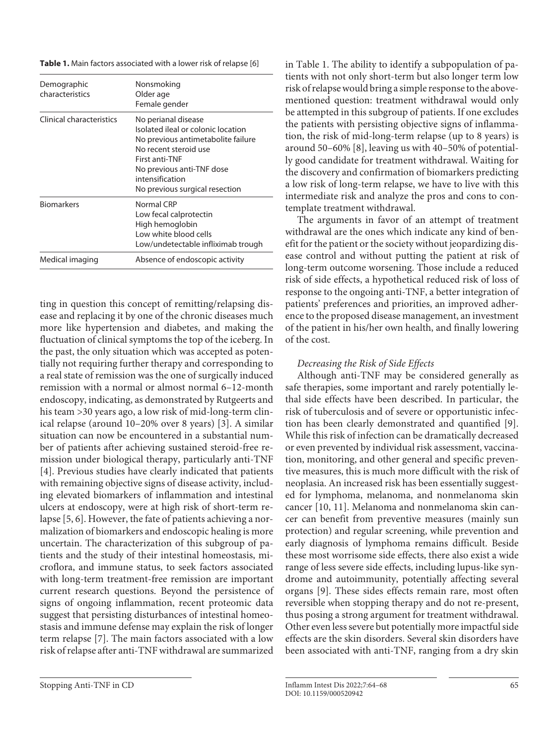**Table 1.** Main factors associated with a lower risk of relapse [6]

| | |
|---|---|
| Demographic characteristics | Nonsmoking<br>Older age<br>Female gender |
| Clinical characteristics | No perianal disease<br>Isolated ileal or colonic location<br>No previous antimetabolite failure<br>No recent steroid use<br>First anti-TNF<br>No previous anti-TNF dose intensification<br>No previous surgical resection |
| Biomarkers | Normal CRP<br>Low fecal calprotectin<br>High hemoglobin<br>Low white blood cells<br>Low/undetectable infliximab trough |
| Medical imaging | Absence of endoscopic activity |

ting in question this concept of remitting/relapsing disease and replacing it by one of the chronic diseases much more like hypertension and diabetes, and making the fluctuation of clinical symptoms the top of the iceberg. In the past, the only situation which was accepted as potentially not requiring further therapy and corresponding to a real state of remission was the one of surgically induced remission with a normal or almost normal 6–12-month endoscopy, indicating, as demonstrated by Rutgeerts and his team >30 years ago, a low risk of mid-long-term clinical relapse (around 10–20% over 8 years) [3]. A similar situation can now be encountered in a substantial number of patients after achieving sustained steroid-free remission under biological therapy, particularly anti-TNF [4]. Previous studies have clearly indicated that patients with remaining objective signs of disease activity, including elevated biomarkers of inflammation and intestinal ulcers at endoscopy, were at high risk of short-term relapse [5, 6]. However, the fate of patients achieving a normalization of biomarkers and endoscopic healing is more uncertain. The characterization of this subgroup of patients and the study of their intestinal homeostasis, microflora, and immune status, to seek factors associated with long-term treatment-free remission are important current research questions. Beyond the persistence of signs of ongoing inflammation, recent proteomic data suggest that persisting disturbances of intestinal homeostasis and immune defense may explain the risk of longer term relapse [7]. The main factors associated with a low risk of relapse after anti-TNF withdrawal are summarized in Table 1. The ability to identify a subpopulation of patients with not only short-term but also longer term low risk of relapse would bring a simple response to the above-mentioned question: treatment withdrawal would only be attempted in this subgroup of patients. If one excludes the patients with persisting objective signs of inflammation, the risk of mid-long-term relapse (up to 8 years) is around 50–60% [8], leaving us with 40–50% of potentially good candidate for treatment withdrawal. Waiting for the discovery and confirmation of biomarkers predicting a low risk of long-term relapse, we have to live with this intermediate risk and analyze the pros and cons to contemplate treatment withdrawal.

The arguments in favor of an attempt of treatment withdrawal are the ones which indicate any kind of benefit for the patient or the society without jeopardizing disease control and without putting the patient at risk of long-term outcome worsening. Those include a reduced risk of side effects, a hypothetical reduced risk of loss of response to the ongoing anti-TNF, a better integration of patients' preferences and priorities, an improved adherence to the proposed disease management, an investment of the patient in his/her own health, and finally lowering of the cost.

### *Decreasing the Risk of Side Effects*

Although anti-TNF may be considered generally as safe therapies, some important and rarely potentially lethal side effects have been described. In particular, the risk of tuberculosis and of severe or opportunistic infection has been clearly demonstrated and quantified [9]. While this risk of infection can be dramatically decreased or even prevented by individual risk assessment, vaccination, monitoring, and other general and specific preventive measures, this is much more difficult with the risk of neoplasia. An increased risk has been essentially suggested for lymphoma, melanoma, and nonmelanoma skin cancer [10, 11]. Melanoma and nonmelanoma skin cancer can benefit from preventive measures (mainly sun protection) and regular screening, while prevention and early diagnosis of lymphoma remains difficult. Beside these most worrisome side effects, there also exist a wide range of less severe side effects, including lupus-like syndrome and autoimmunity, potentially affecting several organs [9]. These sides effects remain rare, most often reversible when stopping therapy and do not re-present, thus posing a strong argument for treatment withdrawal. Other even less severe but potentially more impactful side effects are the skin disorders. Several skin disorders have been associated with anti-TNF, ranging from a dry skin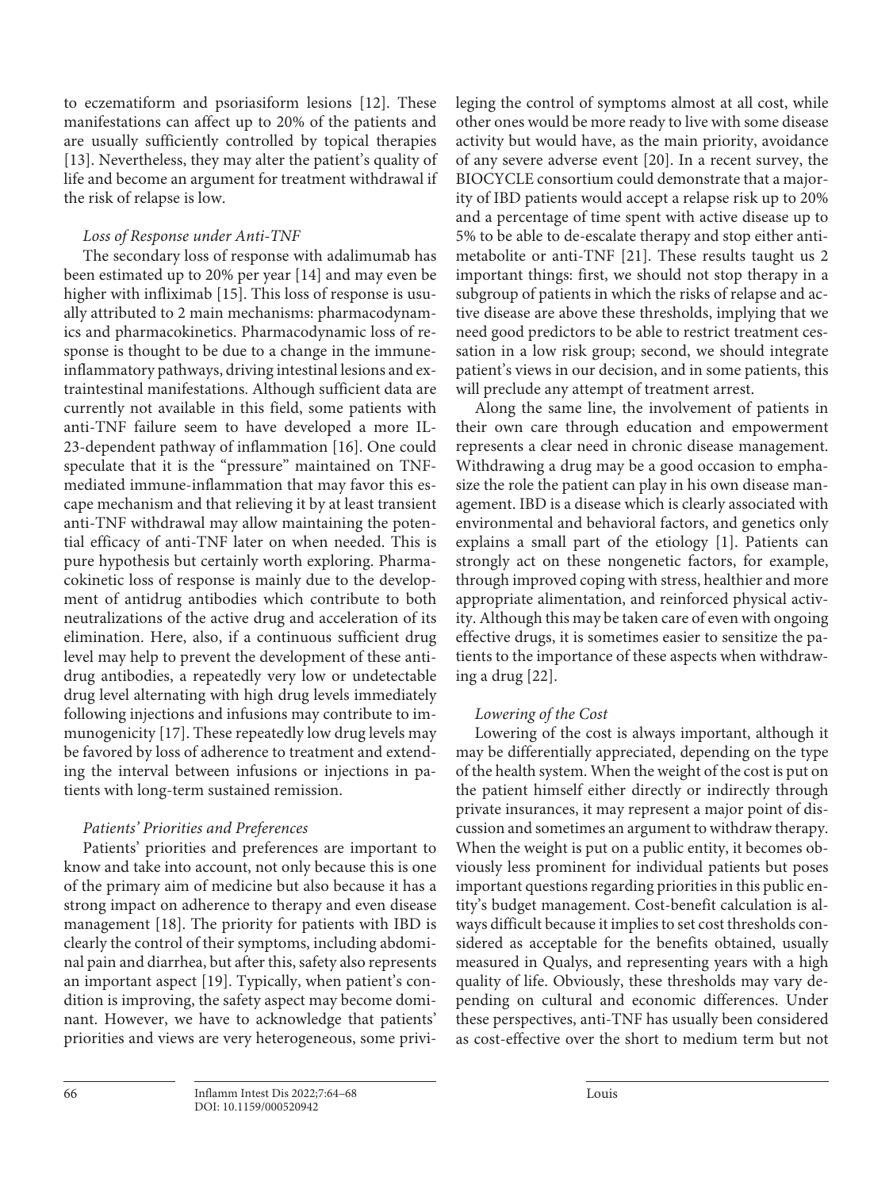to eczematiform and psoriasiform lesions [12]. These manifestations can affect up to 20% of the patients and are usually sufficiently controlled by topical therapies [13]. Nevertheless, they may alter the patient's quality of life and become an argument for treatment withdrawal if the risk of relapse is low.

### *Loss of Response under Anti-TNF*

The secondary loss of response with adalimumab has been estimated up to 20% per year [14] and may even be higher with infliximab [15]. This loss of response is usually attributed to 2 main mechanisms: pharmacodynamics and pharmacokinetics. Pharmacodynamic loss of response is thought to be due to a change in the immune-inflammatory pathways, driving intestinal lesions and extraintestinal manifestations. Although sufficient data are currently not available in this field, some patients with anti-TNF failure seem to have developed a more IL-23-dependent pathway of inflammation [16]. One could speculate that it is the "pressure" maintained on TNF-mediated immune-inflammation that may favor this escape mechanism and that relieving it by at least transient anti-TNF withdrawal may allow maintaining the potential efficacy of anti-TNF later on when needed. This is pure hypothesis but certainly worth exploring. Pharmacokinetic loss of response is mainly due to the development of antidrug antibodies which contribute to both neutralizations of the active drug and acceleration of its elimination. Here, also, if a continuous sufficient drug level may help to prevent the development of these antidrug antibodies, a repeatedly very low or undetectable drug level alternating with high drug levels immediately following injections and infusions may contribute to immunogenicity [17]. These repeatedly low drug levels may be favored by loss of adherence to treatment and extending the interval between infusions or injections in patients with long-term sustained remission.

### *Patients' Priorities and Preferences*

Patients' priorities and preferences are important to know and take into account, not only because this is one of the primary aim of medicine but also because it has a strong impact on adherence to therapy and even disease management [18]. The priority for patients with IBD is clearly the control of their symptoms, including abdominal pain and diarrhea, but after this, safety also represents an important aspect [19]. Typically, when patient's condition is improving, the safety aspect may become dominant. However, we have to acknowledge that patients' priorities and views are very heterogeneous, some privileging the control of symptoms almost at all cost, while other ones would be more ready to live with some disease activity but would have, as the main priority, avoidance of any severe adverse event [20]. In a recent survey, the BIOCYCLE consortium could demonstrate that a majority of IBD patients would accept a relapse risk up to 20% and a percentage of time spent with active disease up to 5% to be able to de-escalate therapy and stop either antimetabolite or anti-TNF [21]. These results taught us 2 important things: first, we should not stop therapy in a subgroup of patients in which the risks of relapse and active disease are above these thresholds, implying that we need good predictors to be able to restrict treatment cessation in a low risk group; second, we should integrate patient's views in our decision, and in some patients, this will preclude any attempt of treatment arrest.

Along the same line, the involvement of patients in their own care through education and empowerment represents a clear need in chronic disease management. Withdrawing a drug may be a good occasion to emphasize the role the patient can play in his own disease management. IBD is a disease which is clearly associated with environmental and behavioral factors, and genetics only explains a small part of the etiology [1]. Patients can strongly act on these nongenetic factors, for example, through improved coping with stress, healthier and more appropriate alimentation, and reinforced physical activity. Although this may be taken care of even with ongoing effective drugs, it is sometimes easier to sensitize the patients to the importance of these aspects when withdrawing a drug [22].

### *Lowering of the Cost*

Lowering of the cost is always important, although it may be differentially appreciated, depending on the type of the health system. When the weight of the cost is put on the patient himself either directly or indirectly through private insurances, it may represent a major point of discussion and sometimes an argument to withdraw therapy. When the weight is put on a public entity, it becomes obviously less prominent for individual patients but poses important questions regarding priorities in this public entity's budget management. Cost-benefit calculation is always difficult because it implies to set cost thresholds considered as acceptable for the benefits obtained, usually measured in Qalys, and representing years with a high quality of life. Obviously, these thresholds may vary depending on cultural and economic differences. Under these perspectives, anti-TNF has usually been considered as cost-effective over the short to medium term but not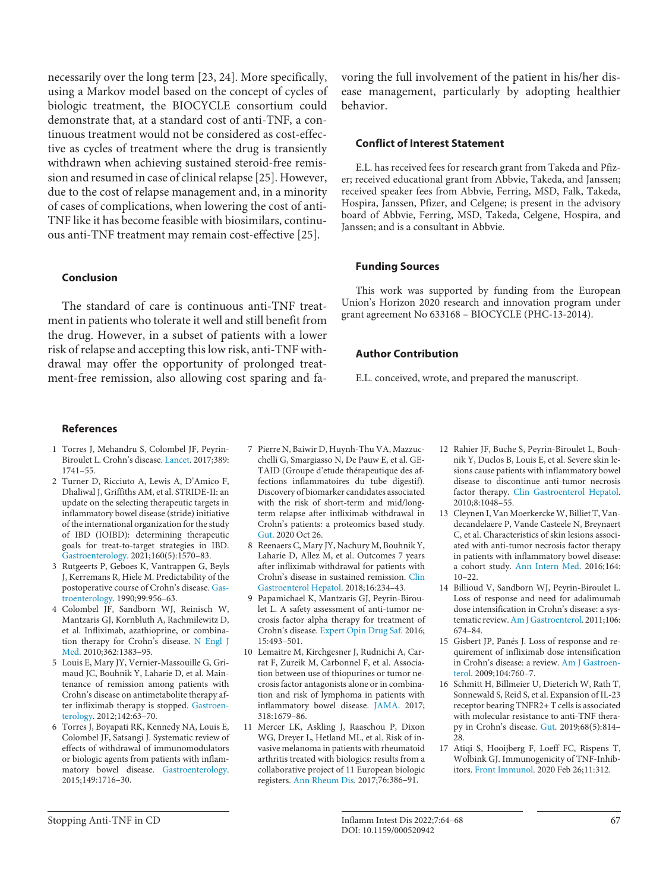necessarily over the long term [23, 24]. More specifically, using a Markov model based on the concept of cycles of biologic treatment, the BIOCYCLE consortium could demonstrate that, at a standard cost of anti-TNF, a continuous treatment would not be considered as cost-effective as cycles of treatment where the drug is transiently withdrawn when achieving sustained steroid-free remission and resumed in case of clinical relapse [25]. However, due to the cost of relapse management and, in a minority of cases of complications, when lowering the cost of anti-TNF like it has become feasible with biosimilars, continuous anti-TNF treatment may remain cost-effective [25].

## Conclusion

The standard of care is continuous anti-TNF treatment in patients who tolerate it well and still benefit from the drug. However, in a subset of patients with a lower risk of relapse and accepting this low risk, anti-TNF withdrawal may offer the opportunity of prolonged treatment-free remission, also allowing cost sparing and favoring the full involvement of the patient in his/her disease management, particularly by adopting healthier behavior.

## Conflict of Interest Statement

E.L. has received fees for research grant from Takeda and Pfizer; received educational grant from Abbvie, Takeda, and Janssen; received speaker fees from Abbvie, Ferring, MSD, Falk, Takeda, Hospira, Janssen, Pfizer, and Celgene; is present in the advisory board of Abbvie, Ferring, MSD, Takeda, Celgene, Hospira, and Janssen; and is a consultant in Abbvie.

## Funding Sources

This work was supported by funding from the European Union's Horizon 2020 research and innovation program under grant agreement No 633168 – BIOCYCLE (PHC-13-2014).

## Author Contribution

E.L. conceived, wrote, and prepared the manuscript.

## References

1. Torres J, Mehandru S, Colombel JF, Peyrin-Biroulet L. Crohn's disease. Lancet. 2017;389:1741–55.
2. Turner D, Ricciuto A, Lewis A, D'Amico F, Dhaliwal J, Griffiths AM, et al. STRIDE-II: an update on the selecting therapeutic targets in inflammatory bowel disease (stride) initiative of the international organization for the study of IBD (IOIBD): determining therapeutic goals for treat-to-target strategies in IBD. Gastroenterology. 2021;160(5):1570–83.
3. Rutgeerts P, Geboes K, Vantrappen G, Beyls J, Kerremans R, Hiele M. Predictability of the postoperative course of Crohn's disease. Gastroenterology. 1990;99:956–63.
4. Colombel JF, Sandborn WJ, Reinisch W, Mantzaris GJ, Kornbluth A, Rachmilewitz D, et al. Infliximab, azathioprine, or combination therapy for Crohn's disease. N Engl J Med. 2010;362:1383–95.
5. Louis E, Mary JY, Vernier-Massouille G, Grimaud JC, Bouhnik Y, Laharie D, et al. Maintenance of remission among patients with Crohn's disease on antimetabolite therapy after infliximab therapy is stopped. Gastroenterology. 2012;142:63–70.
6. Torres J, Boyapati RK, Kennedy NA, Louis E, Colombel JF, Satsangi J. Systematic review of effects of withdrawal of immunomodulators or biologic agents from patients with inflammatory bowel disease. Gastroenterology. 2015;149:1716–30.
7. Pierre N, Baiwir D, Huynh-Thu VA, Mazzucchelli G, Smargiasso N, De Pauw E, et al. GETAID (Groupe d'etude thérapeutique des affections inflammatoires du tube digestif). Discovery of biomarker candidates associated with the risk of short-term and mid/long-term relapse after infliximab withdrawal in Crohn's patients: a proteomics based study. Gut. 2020 Oct 26.
8. Reenaers C, Mary JY, Nachury M, Bouhnik Y, Laharie D, Allez M, et al. Outcomes 7 years after infliximab withdrawal for patients with Crohn's disease in sustained remission. Clin Gastroenterol Hepatol. 2018;16:234–43.
9. Papamichael K, Mantzaris GJ, Peyrin-Biroulet L. A safety assessment of anti-tumor necrosis factor alpha therapy for treatment of Crohn's disease. Expert Opin Drug Saf. 2016;15:493–501.
10. Lemaitre M, Kirchgesner J, Rudnichi A, Carrat F, Zureik M, Carbonnel F, et al. Association between use of thiopurines or tumor necrosis factor antagonists alone or in combination and risk of lymphoma in patients with inflammatory bowel disease. JAMA. 2017;318:1679–86.
11. Mercer LK, Askling J, Raaschou P, Dixon WG, Dreyer L, Hetland ML, et al. Risk of invasive melanoma in patients with rheumatoid arthritis treated with biologics: results from a collaborative project of 11 European biologic registers. Ann Rheum Dis. 2017;76:386–91.
12. Rahier JF, Buche S, Peyrin-Biroulet L, Bouhnik Y, Duclos B, Louis E, et al. Severe skin lesions cause patients with inflammatory bowel disease to discontinue anti-tumor necrosis factor therapy. Clin Gastroenterol Hepatol. 2010;8:1048–55.
13. Cleynen I, Van Moerkercke W, Billiet T, Vandecandelaere P, Vande Casteele N, Breynaert C, et al. Characteristics of skin lesions associated with anti-tumor necrosis factor therapy in patients with inflammatory bowel disease: a cohort study. Ann Intern Med. 2016;164:10–22.
14. Billioud V, Sandborn WJ, Peyrin-Biroulet L. Loss of response and need for adalimumab dose intensification in Crohn's disease: a systematic review. Am J Gastroenterol. 2011;106:674–84.
15. Gisbert JP, Panés J. Loss of response and requirement of infliximab dose intensification in Crohn's disease: a review. Am J Gastroenterol. 2009;104:760–7.
16. Schmitt H, Billmeier U, Dieterich W, Rath T, Sonnewald S, Reid S, et al. Expansion of IL-23 receptor bearing TNFR2+ T cells is associated with molecular resistance to anti-TNF therapy in Crohn's disease. Gut. 2019;68(5):814–28.
17. Atiqi S, Hooijberg F, Loeff FC, Rispens T, Wolbink GJ. Immunogenicity of TNF-Inhibitors. Front Immunol. 2020 Feb 26;11:312.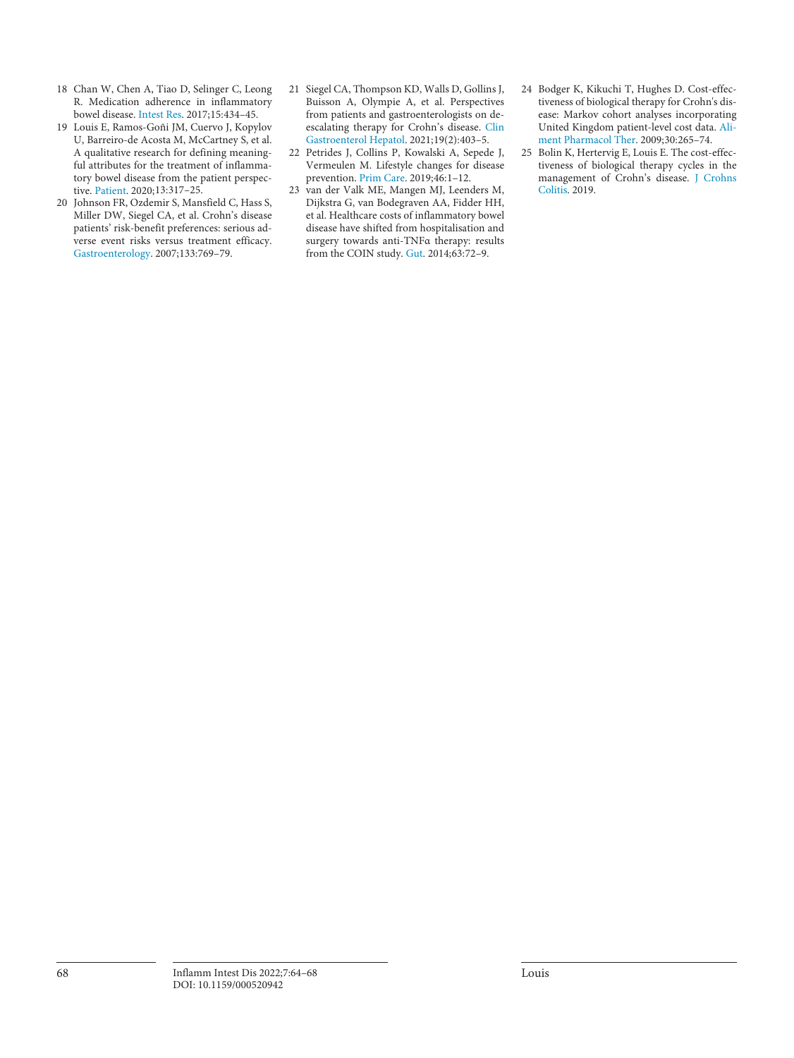18 Chan W, Chen A, Tiao D, Selinger C, Leong R. Medication adherence in inflammatory bowel disease. Intest Res. 2017;15:434–45.

19 Louis E, Ramos-Goñi JM, Cuervo J, Kopylov U, Barreiro-de Acosta M, McCartney S, et al. A qualitative research for defining meaningful attributes for the treatment of inflammatory bowel disease from the patient perspective. Patient. 2020;13:317–25.

20 Johnson FR, Ozdemir S, Mansfield C, Hass S, Miller DW, Siegel CA, et al. Crohn's disease patients' risk-benefit preferences: serious adverse event risks versus treatment efficacy. Gastroenterology. 2007;133:769–79.

21 Siegel CA, Thompson KD, Walls D, Gollins J, Buisson A, Olympie A, et al. Perspectives from patients and gastroenterologists on de-escalating therapy for Crohn's disease. Clin Gastroenterol Hepatol. 2021;19(2):403–5.

22 Petrides J, Collins P, Kowalski A, Sepede J, Vermeulen M. Lifestyle changes for disease prevention. Prim Care. 2019;46:1–12.

23 van der Valk ME, Mangen MJ, Leenders M, Dijkstra G, van Bodegraven AA, Fidder HH, et al. Healthcare costs of inflammatory bowel disease have shifted from hospitalisation and surgery towards anti-TNFα therapy: results from the COIN study. Gut. 2014;63:72–9.

24 Bodger K, Kikuchi T, Hughes D. Cost-effectiveness of biological therapy for Crohn's disease: Markov cohort analyses incorporating United Kingdom patient-level cost data. Aliment Pharmacol Ther. 2009;30:265–74.

25 Bolin K, Hertervig E, Louis E. The cost-effectiveness of biological therapy cycles in the management of Crohn's disease. J Crohns Colitis. 2019.